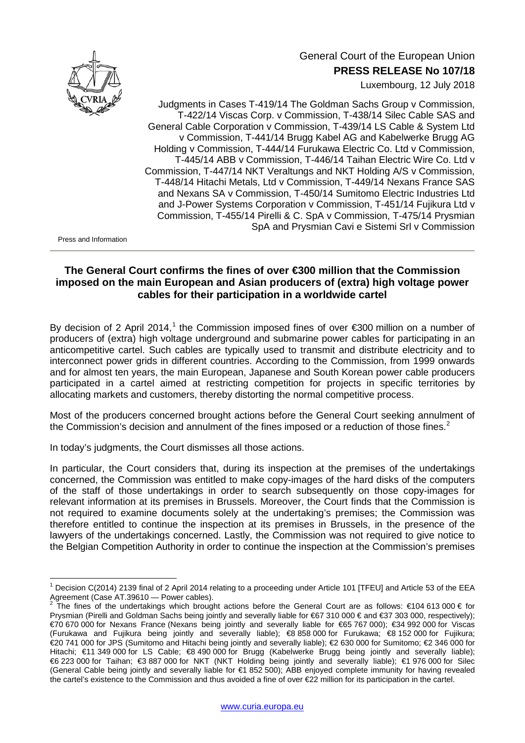General Court of the European Union

**PRESS RELEASE No 107/18**

Luxembourg, 12 July 2018

Judgments in Cases T-419/14 The Goldman Sachs Group v Commission, T-422/14 Viscas Corp. v Commission, T-438/14 Silec Cable SAS and General Cable Corporation v Commission, T-439/14 LS Cable & System Ltd v Commission, T-441/14 Brugg Kabel AG and Kabelwerke Brugg AG Holding v Commission, T-444/14 Furukawa Electric Co. Ltd v Commission, T-445/14 ABB v Commission, T-446/14 Taihan Electric Wire Co. Ltd v Commission, T-447/14 NKT Veraltungs and NKT Holding A/S v Commission, T-448/14 Hitachi Metals, Ltd v Commission, T-449/14 Nexans France SAS and Nexans SA v Commission, T-450/14 Sumitomo Electric Industries Ltd and J-Power Systems Corporation v Commission, T-451/14 Fujikura Ltd v Commission, T-455/14 Pirelli & C. SpA v Commission, T-475/14 Prysmian SpA and Prysmian Cavi e Sistemi Srl v Commission

Press and Information

## The General Court confirms the fines of over €300 million that the Commission imposed on the main European and Asian producers of (extra) high voltage power cables for their participation in a worldwide cartel

By decision of 2 April 2014,[1] the Commission imposed fines of over €300 million on a number of producers of (extra) high voltage underground and submarine power cables for participating in an anticompetitive cartel. Such cables are typically used to transmit and distribute electricity and to interconnect power grids in different countries. According to the Commission, from 1999 onwards and for almost ten years, the main European, Japanese and South Korean power cable producers participated in a cartel aimed at restricting competition for projects in specific territories by allocating markets and customers, thereby distorting the normal competitive process.

Most of the producers concerned brought actions before the General Court seeking annulment of the Commission's decision and annulment of the fines imposed or a reduction of those fines.[2]

In today's judgments, the Court dismisses all those actions.

In particular, the Court considers that, during its inspection at the premises of the undertakings concerned, the Commission was entitled to make copy-images of the hard disks of the computers of the staff of those undertakings in order to search subsequently on those copy-images for relevant information at its premises in Brussels. Moreover, the Court finds that the Commission is not required to examine documents solely at the undertaking's premises; the Commission was therefore entitled to continue the inspection at its premises in Brussels, in the presence of the lawyers of the undertakings concerned. Lastly, the Commission was not required to give notice to the Belgian Competition Authority in order to continue the inspection at the Commission's premises

---

[1] Decision C(2014) 2139 final of 2 April 2014 relating to a proceeding under Article 101 [TFEU] and Article 53 of the EEA Agreement (Case AT.39610 — Power cables).

[2] The fines of the undertakings which brought actions before the General Court are as follows: €104 613 000 € for Prysmian (Pirelli and Goldman Sachs being jointly and severally liable for €67 310 000 € and €37 303 000, respectively); €70 670 000 for Nexans France (Nexans being jointly and severally liable for €65 767 000); €34 992 000 for Viscas (Furukawa and Fujikura being jointly and severally liable); €8 858 000 for Furukawa; €8 152 000 for Fujikura; €20 741 000 for JPS (Sumitomo and Hitachi being jointly and severally liable); €2 630 000 for Sumitomo; €2 346 000 for Hitachi; €11 349 000 for LS Cable; €8 490 000 for Brugg (Kabelwerke Brugg being jointly and severally liable); €6 223 000 for Taihan; €3 887 000 for NKT (NKT Holding being jointly and severally liable); €1 976 000 for Silec (General Cable being jointly and severally liable for €1 852 500); ABB enjoyed complete immunity for having revealed the cartel's existence to the Commission and thus avoided a fine of over €22 million for its participation in the cartel.

www.curia.europa.eu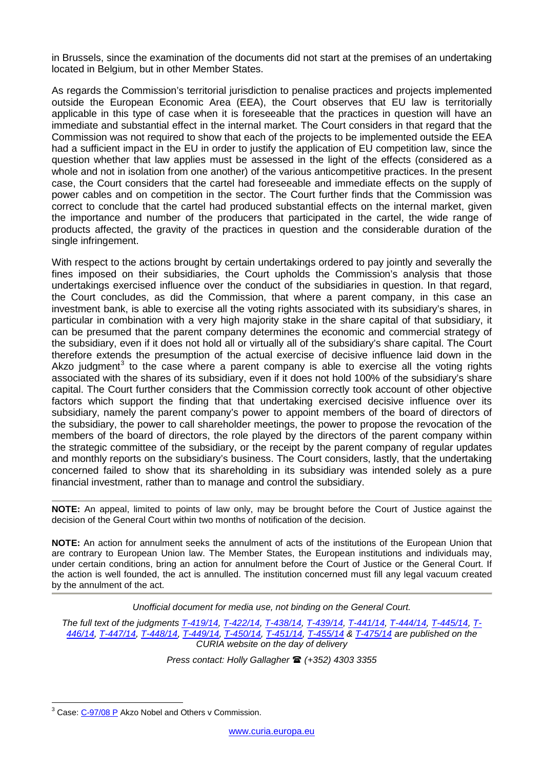in Brussels, since the examination of the documents did not start at the premises of an undertaking located in Belgium, but in other Member States.

As regards the Commission's territorial jurisdiction to penalise practices and projects implemented outside the European Economic Area (EEA), the Court observes that EU law is territorially applicable in this type of case when it is foreseeable that the practices in question will have an immediate and substantial effect in the internal market. The Court considers in that regard that the Commission was not required to show that each of the projects to be implemented outside the EEA had a sufficient impact in the EU in order to justify the application of EU competition law, since the question whether that law applies must be assessed in the light of the effects (considered as a whole and not in isolation from one another) of the various anticompetitive practices. In the present case, the Court considers that the cartel had foreseeable and immediate effects on the supply of power cables and on competition in the sector. The Court further finds that the Commission was correct to conclude that the cartel had produced substantial effects on the internal market, given the importance and number of the producers that participated in the cartel, the wide range of products affected, the gravity of the practices in question and the considerable duration of the single infringement.

With respect to the actions brought by certain undertakings ordered to pay jointly and severally the fines imposed on their subsidiaries, the Court upholds the Commission's analysis that those undertakings exercised influence over the conduct of the subsidiaries in question. In that regard, the Court concludes, as did the Commission, that where a parent company, in this case an investment bank, is able to exercise all the voting rights associated with its subsidiary's shares, in particular in combination with a very high majority stake in the share capital of that subsidiary, it can be presumed that the parent company determines the economic and commercial strategy of the subsidiary, even if it does not hold all or virtually all of the subsidiary's share capital. The Court therefore extends the presumption of the actual exercise of decisive influence laid down in the Akzo judgment[3] to the case where a parent company is able to exercise all the voting rights associated with the shares of its subsidiary, even if it does not hold 100% of the subsidiary's share capital. The Court further considers that the Commission correctly took account of other objective factors which support the finding that that undertaking exercised decisive influence over its subsidiary, namely the parent company's power to appoint members of the board of directors of the subsidiary, the power to call shareholder meetings, the power to propose the revocation of the members of the board of directors, the role played by the directors of the parent company within the strategic committee of the subsidiary, or the receipt by the parent company of regular updates and monthly reports on the subsidiary's business. The Court considers, lastly, that the undertaking concerned failed to show that its shareholding in its subsidiary was intended solely as a pure financial investment, rather than to manage and control the subsidiary.

---

**NOTE:** An appeal, limited to points of law only, may be brought before the Court of Justice against the decision of the General Court within two months of notification of the decision.

**NOTE:** An action for annulment seeks the annulment of acts of the institutions of the European Union that are contrary to European Union law. The Member States, the European institutions and individuals may, under certain conditions, bring an action for annulment before the Court of Justice or the General Court. If the action is well founded, the act is annulled. The institution concerned must fill any legal vacuum created by the annulment of the act.

---

*Unofficial document for media use, not binding on the General Court.*

*The full text of the judgments T-419/14, T-422/14, T-438/14, T-439/14, T-441/14, T-444/14, T-445/14, T-446/14, T-447/14, T-448/14, T-449/14, T-450/14, T-451/14, T-455/14 & T-475/14 are published on the CURIA website on the day of delivery*

*Press contact: Holly Gallagher ☎ (+352) 4303 3355*

[3] Case: C-97/08 P Akzo Nobel and Others v Commission.

www.curia.europa.eu